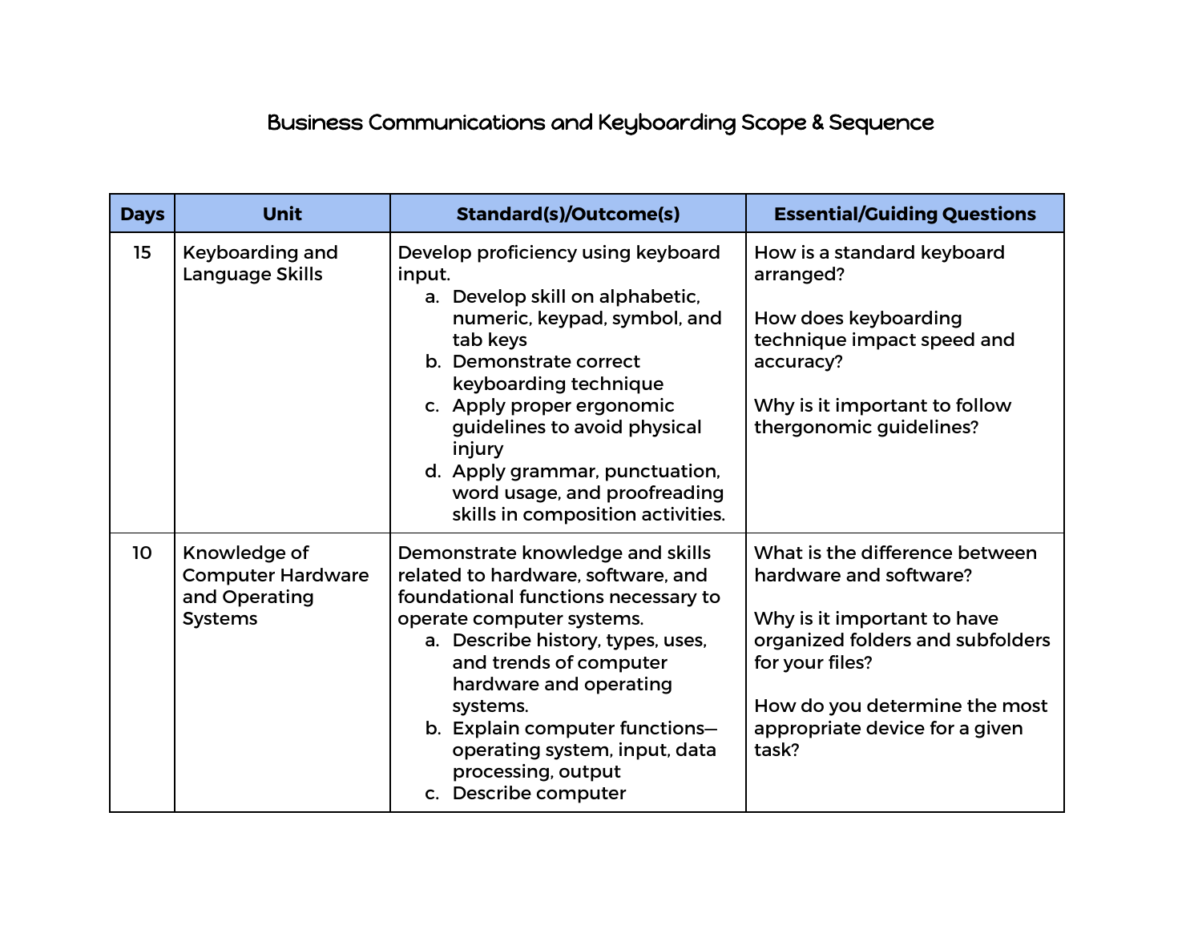# Business Communications and Keyboarding Scope & Sequence

| Days | Unit | Standard(s)/Outcome(s) | Essential/Guiding Questions |
|---|---|---|---|
| 15 | Keyboarding and Language Skills | Develop proficiency using keyboard input.<br>a. Develop skill on alphabetic, numeric, keypad, symbol, and tab keys<br>b. Demonstrate correct keyboarding technique<br>c. Apply proper ergonomic guidelines to avoid physical injury<br>d. Apply grammar, punctuation, word usage, and proofreading skills in composition activities. | How is a standard keyboard arranged?<br><br>How does keyboarding technique impact speed and accuracy?<br><br>Why is it important to follow thergonomic guidelines? |
| 10 | Knowledge of Computer Hardware and Operating Systems | Demonstrate knowledge and skills related to hardware, software, and foundational functions necessary to operate computer systems.<br>a. Describe history, types, uses, and trends of computer hardware and operating systems.<br>b. Explain computer functions—operating system, input, data processing, output<br>c. Describe computer | What is the difference between hardware and software?<br><br>Why is it important to have organized folders and subfolders for your files?<br><br>How do you determine the most appropriate device for a given task? |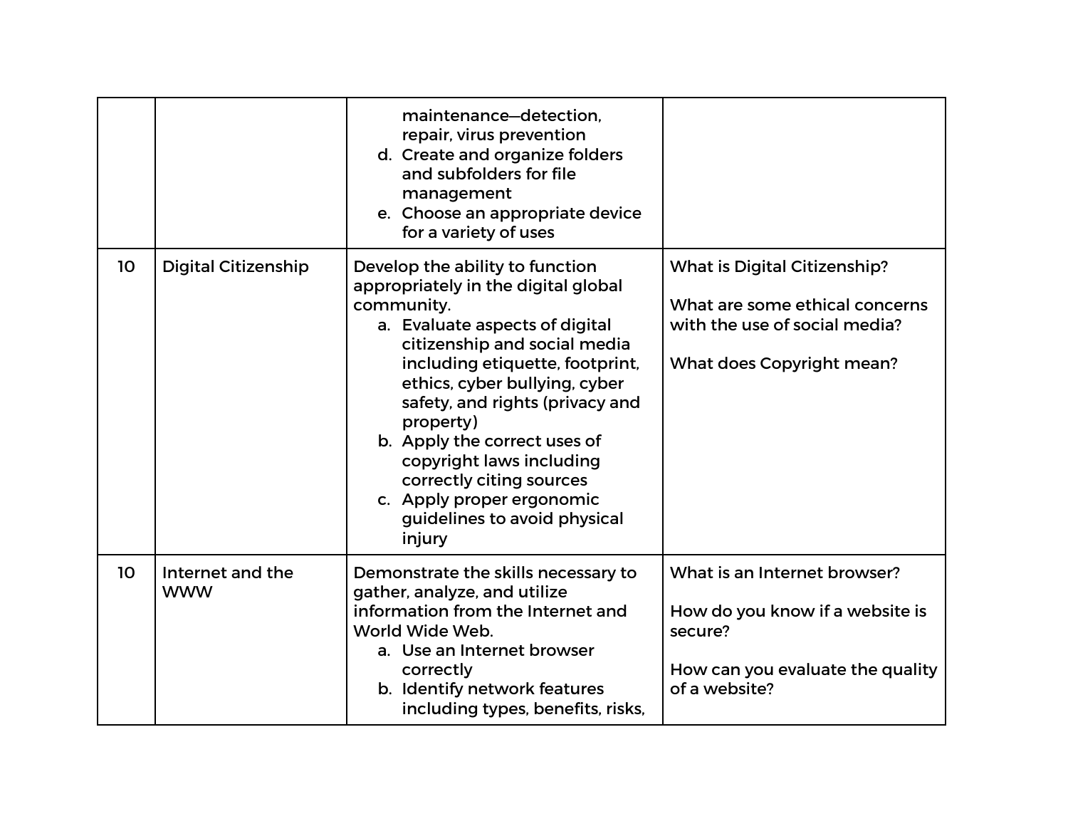| | | | |
|---|---|---|---|
| | | maintenance—detection, repair, virus prevention<br>d. Create and organize folders and subfolders for file management<br>e. Choose an appropriate device for a variety of uses | |
| 10 | Digital Citizenship | Develop the ability to function appropriately in the digital global community.<br>a. Evaluate aspects of digital citizenship and social media including etiquette, footprint, ethics, cyber bullying, cyber safety, and rights (privacy and property)<br>b. Apply the correct uses of copyright laws including correctly citing sources<br>c. Apply proper ergonomic guidelines to avoid physical injury | What is Digital Citizenship?<br><br>What are some ethical concerns with the use of social media?<br><br>What does Copyright mean? |
| 10 | Internet and the WWW | Demonstrate the skills necessary to gather, analyze, and utilize information from the Internet and World Wide Web.<br>a. Use an Internet browser correctly<br>b. Identify network features including types, benefits, risks, | What is an Internet browser?<br><br>How do you know if a website is secure?<br><br>How can you evaluate the quality of a website? |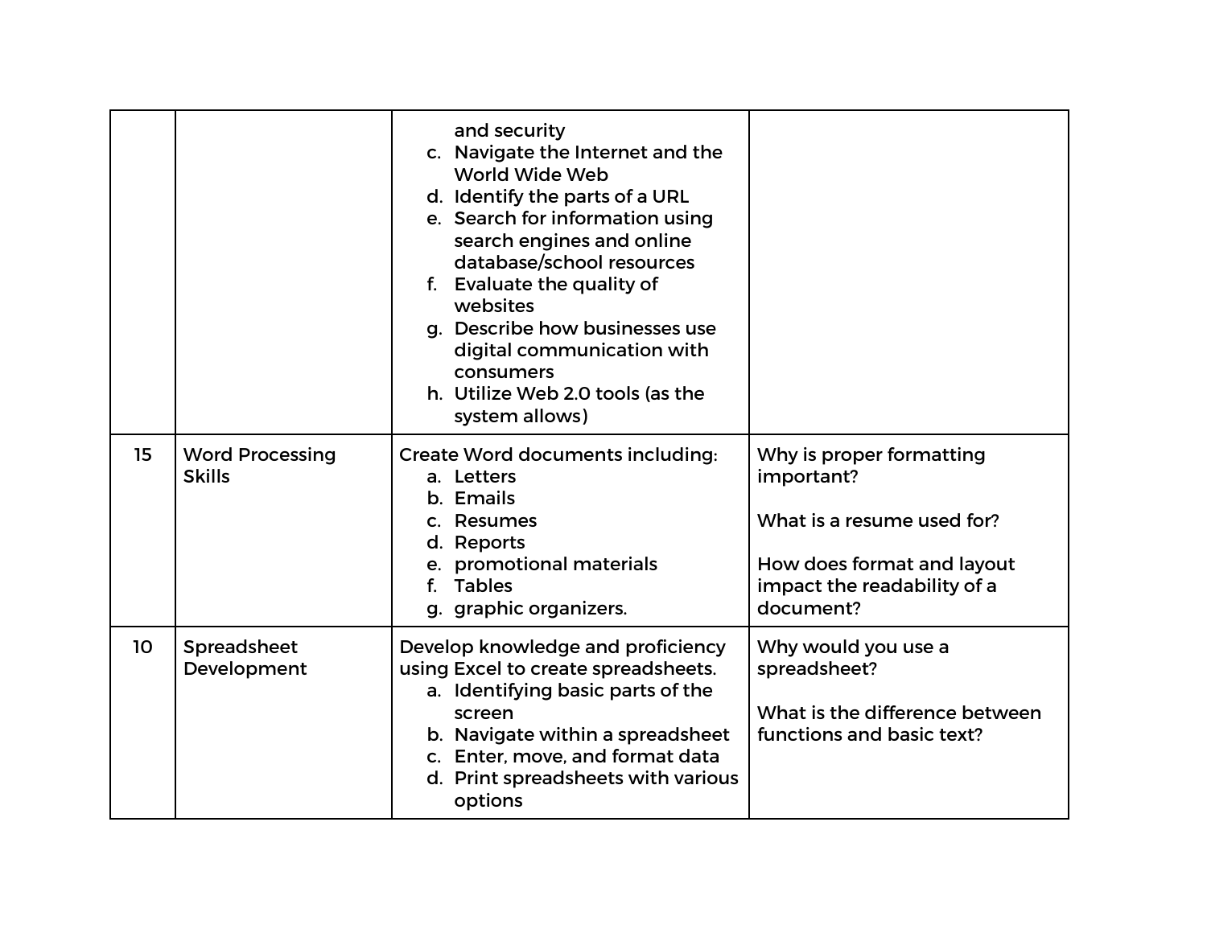| | | | |
|---|---|---|---|
| | | and security<br>c. Navigate the Internet and the World Wide Web<br>d. Identify the parts of a URL<br>e. Search for information using search engines and online database/school resources<br>f. Evaluate the quality of websites<br>g. Describe how businesses use digital communication with consumers<br>h. Utilize Web 2.0 tools (as the system allows) | |
| 15 | Word Processing Skills | Create Word documents including:<br>a. Letters<br>b. Emails<br>c. Resumes<br>d. Reports<br>e. promotional materials<br>f. Tables<br>g. graphic organizers. | Why is proper formatting important?<br><br>What is a resume used for?<br><br>How does format and layout impact the readability of a document? |
| 10 | Spreadsheet Development | Develop knowledge and proficiency using Excel to create spreadsheets.<br>a. Identifying basic parts of the screen<br>b. Navigate within a spreadsheet<br>c. Enter, move, and format data<br>d. Print spreadsheets with various options | Why would you use a spreadsheet?<br><br>What is the difference between functions and basic text? |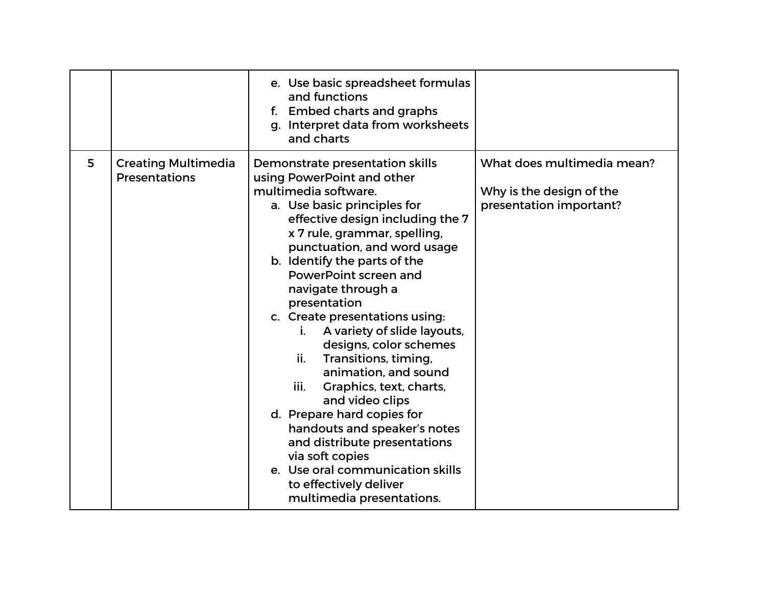| | | | |
|---|---|---|---|
| | | e. Use basic spreadsheet formulas and functions<br>f. Embed charts and graphs<br>g. Interpret data from worksheets and charts | |
| 5 | Creating Multimedia Presentations | Demonstrate presentation skills using PowerPoint and other multimedia software.<br>a. Use basic principles for effective design including the 7 x 7 rule, grammar, spelling, punctuation, and word usage<br>b. Identify the parts of the PowerPoint screen and navigate through a presentation<br>c. Create presentations using:<br>i. A variety of slide layouts, designs, color schemes<br>ii. Transitions, timing, animation, and sound<br>iii. Graphics, text, charts, and video clips<br>d. Prepare hard copies for handouts and speaker's notes and distribute presentations via soft copies<br>e. Use oral communication skills to effectively deliver multimedia presentations. | What does multimedia mean?<br><br>Why is the design of the presentation important? |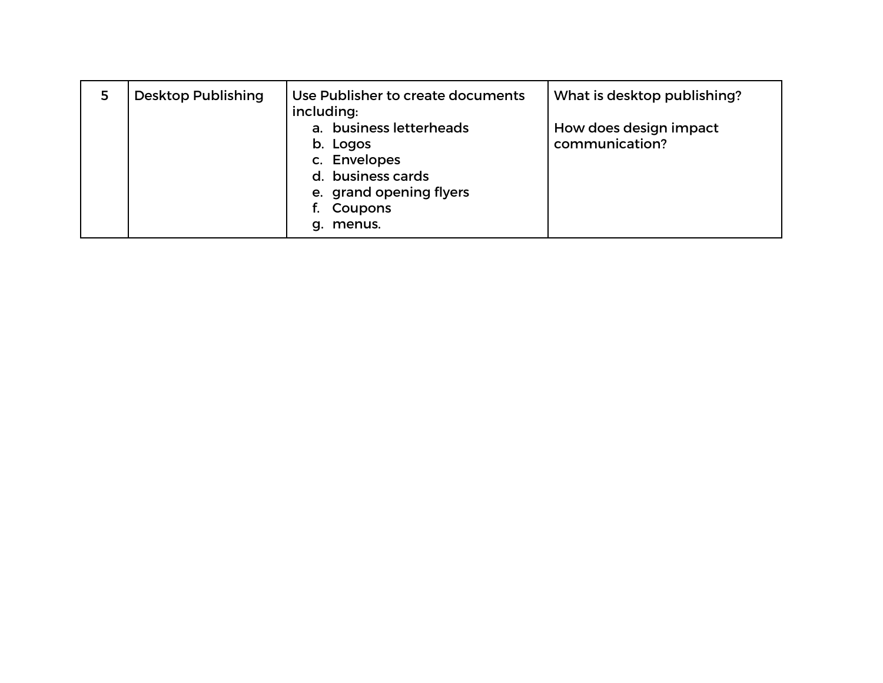| | | | |
|---|---|---|---|
| 5 | Desktop Publishing | Use Publisher to create documents including:<br>a. business letterheads<br>b. Logos<br>c. Envelopes<br>d. business cards<br>e. grand opening flyers<br>f. Coupons<br>g. menus. | What is desktop publishing?<br><br>How does design impact communication? |